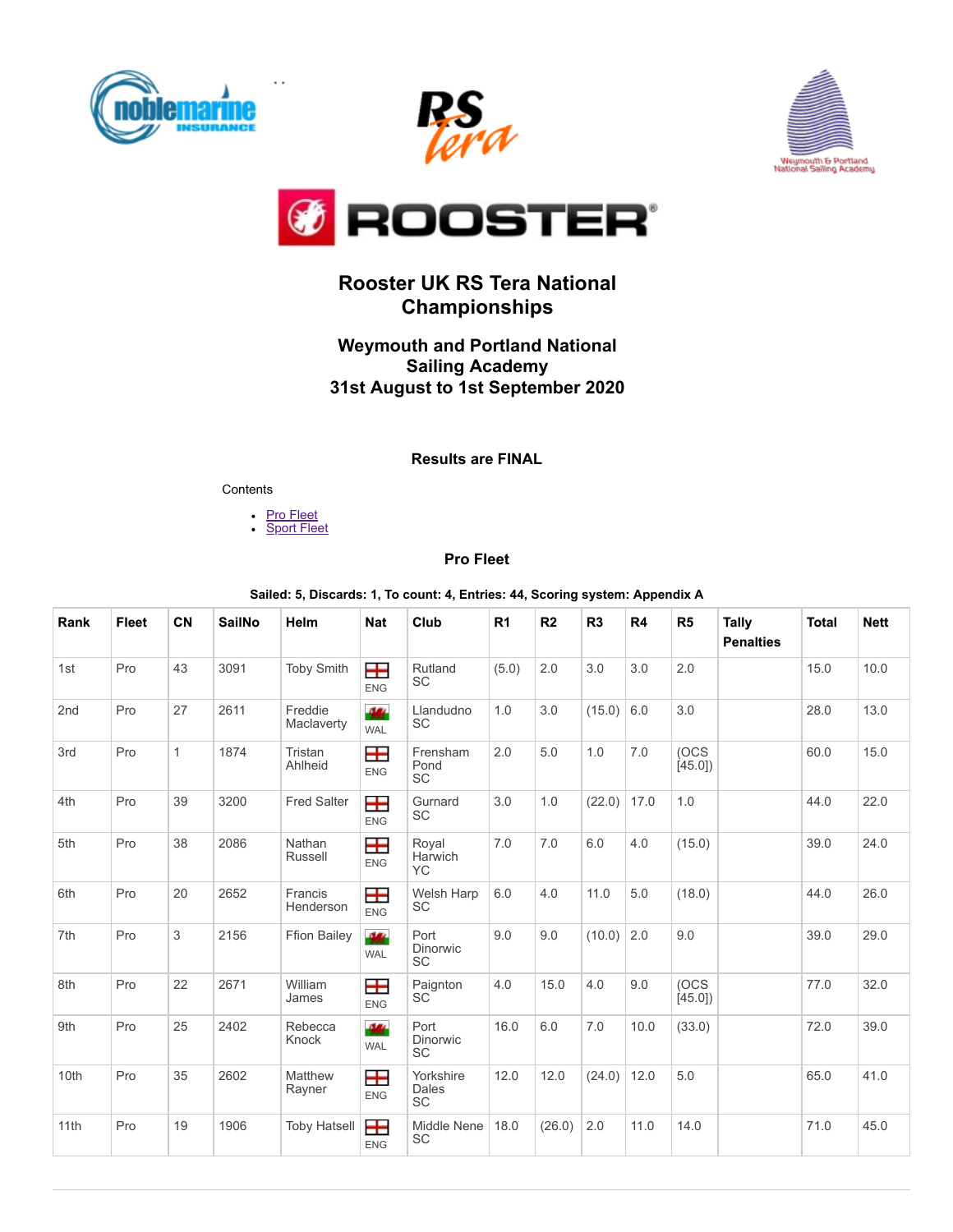# Rooster UK RS Tera National Championships

## Weymouth and Portland National Sailing Academy
## 31st August to 1st September 2020

**Results are FINAL**

Contents

- Pro Fleet
- Sport Fleet

### Pro Fleet

**Sailed: 5, Discards: 1, To count: 4, Entries: 44, Scoring system: Appendix A**

| Rank | Fleet | CN | SailNo | Helm | Nat | Club | R1 | R2 | R3 | R4 | R5 | Tally Penalties | Total | Nett |
|---|---|---|---|---|---|---|---|---|---|---|---|---|---|---|
| 1st | Pro | 43 | 3091 | Toby Smith | ENG | Rutland SC | (5.0) | 2.0 | 3.0 | 3.0 | 2.0 | | 15.0 | 10.0 |
| 2nd | Pro | 27 | 2611 | Freddie Maclaverty | WAL | Llandudno SC | 1.0 | 3.0 | (15.0) | 6.0 | 3.0 | | 28.0 | 13.0 |
| 3rd | Pro | 1 | 1874 | Tristan Ahlheid | ENG | Frensham Pond SC | 2.0 | 5.0 | 1.0 | 7.0 | (OCS [45.0]) | | 60.0 | 15.0 |
| 4th | Pro | 39 | 3200 | Fred Salter | ENG | Gurnard SC | 3.0 | 1.0 | (22.0) | 17.0 | 1.0 | | 44.0 | 22.0 |
| 5th | Pro | 38 | 2086 | Nathan Russell | ENG | Royal Harwich YC | 7.0 | 7.0 | 6.0 | 4.0 | (15.0) | | 39.0 | 24.0 |
| 6th | Pro | 20 | 2652 | Francis Henderson | ENG | Welsh Harp SC | 6.0 | 4.0 | 11.0 | 5.0 | (18.0) | | 44.0 | 26.0 |
| 7th | Pro | 3 | 2156 | Ffion Bailey | WAL | Port Dinorwic SC | 9.0 | 9.0 | (10.0) | 2.0 | 9.0 | | 39.0 | 29.0 |
| 8th | Pro | 22 | 2671 | William James | ENG | Paignton SC | 4.0 | 15.0 | 4.0 | 9.0 | (OCS [45.0]) | | 77.0 | 32.0 |
| 9th | Pro | 25 | 2402 | Rebecca Knock | WAL | Port Dinorwic SC | 16.0 | 6.0 | 7.0 | 10.0 | (33.0) | | 72.0 | 39.0 |
| 10th | Pro | 35 | 2602 | Matthew Rayner | ENG | Yorkshire Dales SC | 12.0 | 12.0 | (24.0) | 12.0 | 5.0 | | 65.0 | 41.0 |
| 11th | Pro | 19 | 1906 | Toby Hatsell | ENG | Middle Nene SC | 18.0 | (26.0) | 2.0 | 11.0 | 14.0 | | 71.0 | 45.0 |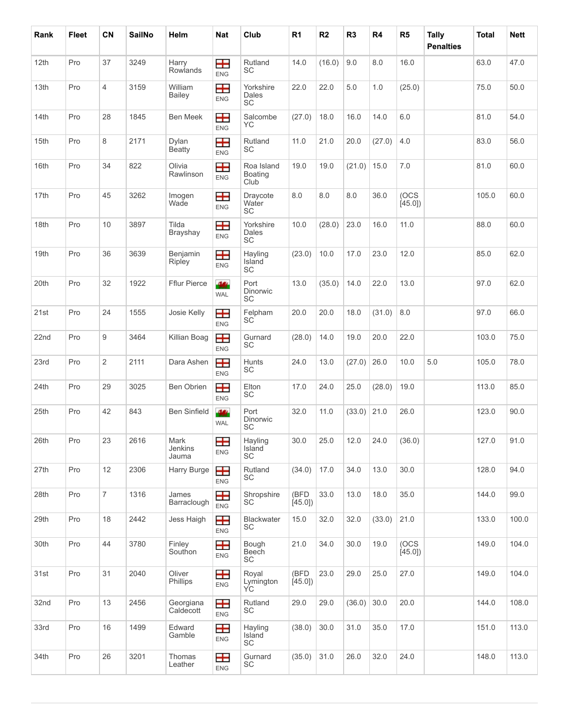| Rank | Fleet | CN | SailNo | Helm | Nat | Club | R1 | R2 | R3 | R4 | R5 | Tally Penalties | Total | Nett |
|---|---|---|---|---|---|---|---|---|---|---|---|---|---|---|
| 12th | Pro | 37 | 3249 | Harry Rowlands | ENG | Rutland SC | 14.0 | (16.0) | 9.0 | 8.0 | 16.0 | | 63.0 | 47.0 |
| 13th | Pro | 4 | 3159 | William Bailey | ENG | Yorkshire Dales SC | 22.0 | 22.0 | 5.0 | 1.0 | (25.0) | | 75.0 | 50.0 |
| 14th | Pro | 28 | 1845 | Ben Meek | ENG | Salcombe YC | (27.0) | 18.0 | 16.0 | 14.0 | 6.0 | | 81.0 | 54.0 |
| 15th | Pro | 8 | 2171 | Dylan Beatty | ENG | Rutland SC | 11.0 | 21.0 | 20.0 | (27.0) | 4.0 | | 83.0 | 56.0 |
| 16th | Pro | 34 | 822 | Olivia Rawlinson | ENG | Roa Island Boating Club | 19.0 | 19.0 | (21.0) | 15.0 | 7.0 | | 81.0 | 60.0 |
| 17th | Pro | 45 | 3262 | Imogen Wade | ENG | Draycote Water SC | 8.0 | 8.0 | 8.0 | 36.0 | (OCS [45.0]) | | 105.0 | 60.0 |
| 18th | Pro | 10 | 3897 | Tilda Brayshay | ENG | Yorkshire Dales SC | 10.0 | (28.0) | 23.0 | 16.0 | 11.0 | | 88.0 | 60.0 |
| 19th | Pro | 36 | 3639 | Benjamin Ripley | ENG | Hayling Island SC | (23.0) | 10.0 | 17.0 | 23.0 | 12.0 | | 85.0 | 62.0 |
| 20th | Pro | 32 | 1922 | Fflur Pierce | WAL | Port Dinorwic SC | 13.0 | (35.0) | 14.0 | 22.0 | 13.0 | | 97.0 | 62.0 |
| 21st | Pro | 24 | 1555 | Josie Kelly | ENG | Felpham SC | 20.0 | 20.0 | 18.0 | (31.0) | 8.0 | | 97.0 | 66.0 |
| 22nd | Pro | 9 | 3464 | Killian Boag | ENG | Gurnard SC | (28.0) | 14.0 | 19.0 | 20.0 | 22.0 | | 103.0 | 75.0 |
| 23rd | Pro | 2 | 2111 | Dara Ashen | ENG | Hunts SC | 24.0 | 13.0 | (27.0) | 26.0 | 10.0 | 5.0 | 105.0 | 78.0 |
| 24th | Pro | 29 | 3025 | Ben Obrien | ENG | Elton SC | 17.0 | 24.0 | 25.0 | (28.0) | 19.0 | | 113.0 | 85.0 |
| 25th | Pro | 42 | 843 | Ben Sinfield | WAL | Port Dinorwic SC | 32.0 | 11.0 | (33.0) | 21.0 | 26.0 | | 123.0 | 90.0 |
| 26th | Pro | 23 | 2616 | Mark Jenkins Jauma | ENG | Hayling Island SC | 30.0 | 25.0 | 12.0 | 24.0 | (36.0) | | 127.0 | 91.0 |
| 27th | Pro | 12 | 2306 | Harry Burge | ENG | Rutland SC | (34.0) | 17.0 | 34.0 | 13.0 | 30.0 | | 128.0 | 94.0 |
| 28th | Pro | 7 | 1316 | James Barraclough | ENG | Shropshire SC | (BFD [45.0]) | 33.0 | 13.0 | 18.0 | 35.0 | | 144.0 | 99.0 |
| 29th | Pro | 18 | 2442 | Jess Haigh | ENG | Blackwater SC | 15.0 | 32.0 | 32.0 | (33.0) | 21.0 | | 133.0 | 100.0 |
| 30th | Pro | 44 | 3780 | Finley Southon | ENG | Bough Beech SC | 21.0 | 34.0 | 30.0 | 19.0 | (OCS [45.0]) | | 149.0 | 104.0 |
| 31st | Pro | 31 | 2040 | Oliver Phillips | ENG | Royal Lymington YC | (BFD [45.0]) | 23.0 | 29.0 | 25.0 | 27.0 | | 149.0 | 104.0 |
| 32nd | Pro | 13 | 2456 | Georgiana Caldecott | ENG | Rutland SC | 29.0 | 29.0 | (36.0) | 30.0 | 20.0 | | 144.0 | 108.0 |
| 33rd | Pro | 16 | 1499 | Edward Gamble | ENG | Hayling Island SC | (38.0) | 30.0 | 31.0 | 35.0 | 17.0 | | 151.0 | 113.0 |
| 34th | Pro | 26 | 3201 | Thomas Leather | ENG | Gurnard SC | (35.0) | 31.0 | 26.0 | 32.0 | 24.0 | | 148.0 | 113.0 |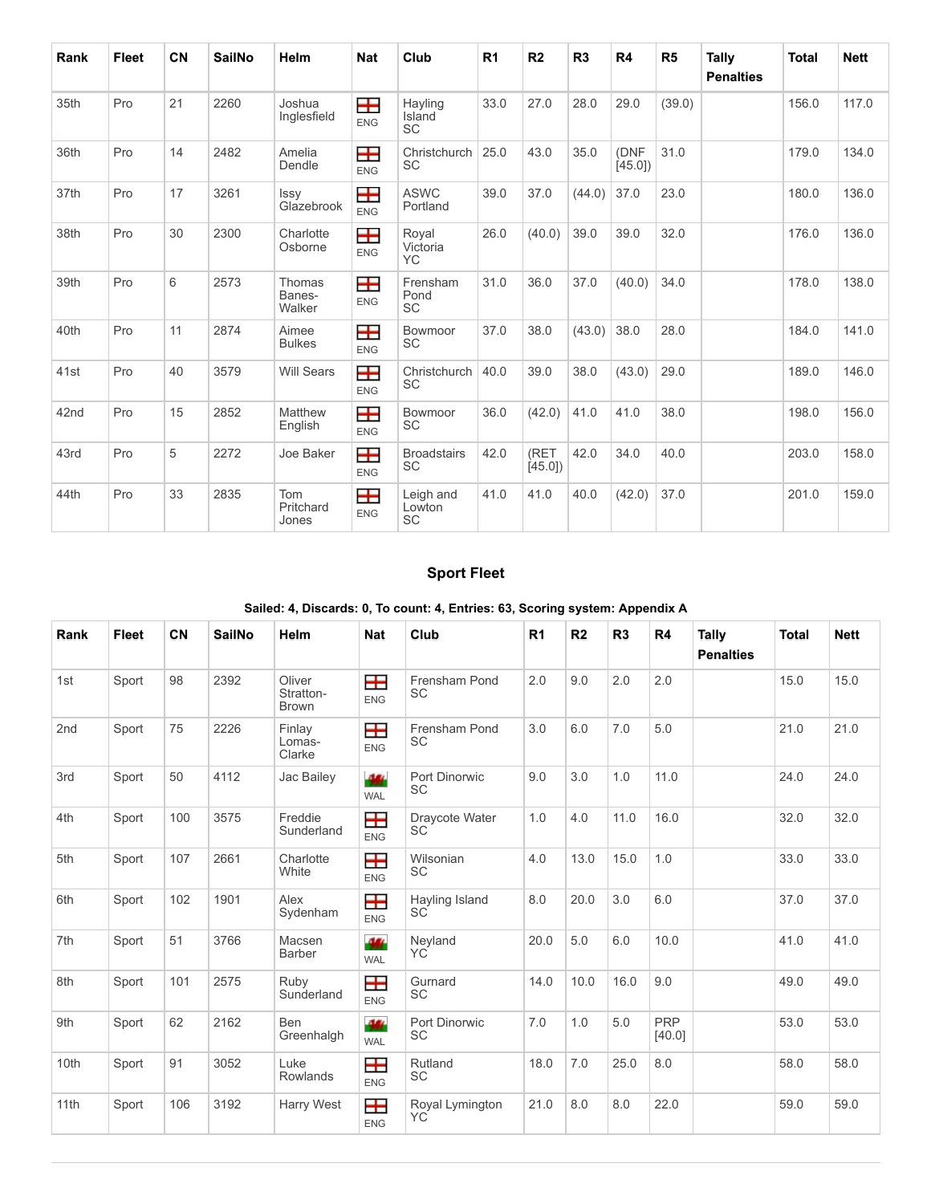| Rank | Fleet | CN | SailNo | Helm | Nat | Club | R1 | R2 | R3 | R4 | R5 | Tally Penalties | Total | Nett |
|---|---|---|---|---|---|---|---|---|---|---|---|---|---|---|
| 35th | Pro | 21 | 2260 | Joshua Inglesfield | ENG | Hayling Island SC | 33.0 | 27.0 | 28.0 | 29.0 | (39.0) | | 156.0 | 117.0 |
| 36th | Pro | 14 | 2482 | Amelia Dendle | ENG | Christchurch SC | 25.0 | 43.0 | 35.0 | (DNF [45.0]) | 31.0 | | 179.0 | 134.0 |
| 37th | Pro | 17 | 3261 | Issy Glazebrook | ENG | ASWC Portland | 39.0 | 37.0 | (44.0) | 37.0 | 23.0 | | 180.0 | 136.0 |
| 38th | Pro | 30 | 2300 | Charlotte Osborne | ENG | Royal Victoria YC | 26.0 | (40.0) | 39.0 | 39.0 | 32.0 | | 176.0 | 136.0 |
| 39th | Pro | 6 | 2573 | Thomas Banes-Walker | ENG | Frensham Pond SC | 31.0 | 36.0 | 37.0 | (40.0) | 34.0 | | 178.0 | 138.0 |
| 40th | Pro | 11 | 2874 | Aimee Bulkes | ENG | Bowmoor SC | 37.0 | 38.0 | (43.0) | 38.0 | 28.0 | | 184.0 | 141.0 |
| 41st | Pro | 40 | 3579 | Will Sears | ENG | Christchurch SC | 40.0 | 39.0 | 38.0 | (43.0) | 29.0 | | 189.0 | 146.0 |
| 42nd | Pro | 15 | 2852 | Matthew English | ENG | Bowmoor SC | 36.0 | (42.0) | 41.0 | 41.0 | 38.0 | | 198.0 | 156.0 |
| 43rd | Pro | 5 | 2272 | Joe Baker | ENG | Broadstairs SC | 42.0 | (RET [45.0]) | 42.0 | 34.0 | 40.0 | | 203.0 | 158.0 |
| 44th | Pro | 33 | 2835 | Tom Pritchard Jones | ENG | Leigh and Lowton SC | 41.0 | 41.0 | 40.0 | (42.0) | 37.0 | | 201.0 | 159.0 |

## Sport Fleet

**Sailed: 4, Discards: 0, To count: 4, Entries: 63, Scoring system: Appendix A**

| Rank | Fleet | CN | SailNo | Helm | Nat | Club | R1 | R2 | R3 | R4 | Tally Penalties | Total | Nett |
|---|---|---|---|---|---|---|---|---|---|---|---|---|---|
| 1st | Sport | 98 | 2392 | Oliver Stratton-Brown | ENG | Frensham Pond SC | 2.0 | 9.0 | 2.0 | 2.0 | | 15.0 | 15.0 |
| 2nd | Sport | 75 | 2226 | Finlay Lomas-Clarke | ENG | Frensham Pond SC | 3.0 | 6.0 | 7.0 | 5.0 | | 21.0 | 21.0 |
| 3rd | Sport | 50 | 4112 | Jac Bailey | WAL | Port Dinorwic SC | 9.0 | 3.0 | 1.0 | 11.0 | | 24.0 | 24.0 |
| 4th | Sport | 100 | 3575 | Freddie Sunderland | ENG | Draycote Water SC | 1.0 | 4.0 | 11.0 | 16.0 | | 32.0 | 32.0 |
| 5th | Sport | 107 | 2661 | Charlotte White | ENG | Wilsonian SC | 4.0 | 13.0 | 15.0 | 1.0 | | 33.0 | 33.0 |
| 6th | Sport | 102 | 1901 | Alex Sydenham | ENG | Hayling Island SC | 8.0 | 20.0 | 3.0 | 6.0 | | 37.0 | 37.0 |
| 7th | Sport | 51 | 3766 | Macsen Barber | WAL | Neyland YC | 20.0 | 5.0 | 6.0 | 10.0 | | 41.0 | 41.0 |
| 8th | Sport | 101 | 2575 | Ruby Sunderland | ENG | Gurnard SC | 14.0 | 10.0 | 16.0 | 9.0 | | 49.0 | 49.0 |
| 9th | Sport | 62 | 2162 | Ben Greenhalgh | WAL | Port Dinorwic SC | 7.0 | 1.0 | 5.0 | PRP [40.0] | | 53.0 | 53.0 |
| 10th | Sport | 91 | 3052 | Luke Rowlands | ENG | Rutland SC | 18.0 | 7.0 | 25.0 | 8.0 | | 58.0 | 58.0 |
| 11th | Sport | 106 | 3192 | Harry West | ENG | Royal Lymington YC | 21.0 | 8.0 | 8.0 | 22.0 | | 59.0 | 59.0 |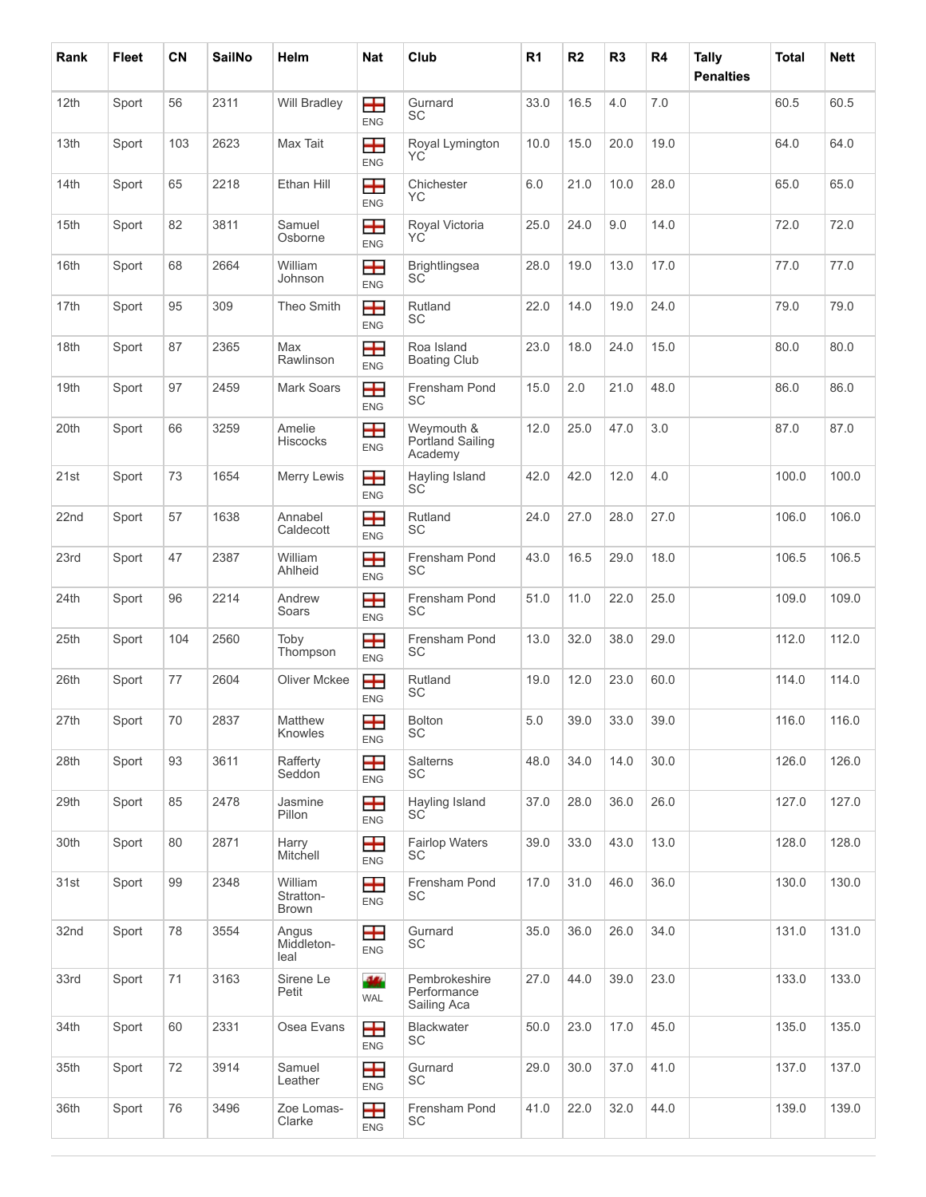| Rank | Fleet | CN | SailNo | Helm | Nat | Club | R1 | R2 | R3 | R4 | Tally Penalties | Total | Nett |
|---|---|---|---|---|---|---|---|---|---|---|---|---|---|
| 12th | Sport | 56 | 2311 | Will Bradley | ENG | Gurnard SC | 33.0 | 16.5 | 4.0 | 7.0 | | 60.5 | 60.5 |
| 13th | Sport | 103 | 2623 | Max Tait | ENG | Royal Lymington YC | 10.0 | 15.0 | 20.0 | 19.0 | | 64.0 | 64.0 |
| 14th | Sport | 65 | 2218 | Ethan Hill | ENG | Chichester YC | 6.0 | 21.0 | 10.0 | 28.0 | | 65.0 | 65.0 |
| 15th | Sport | 82 | 3811 | Samuel Osborne | ENG | Royal Victoria YC | 25.0 | 24.0 | 9.0 | 14.0 | | 72.0 | 72.0 |
| 16th | Sport | 68 | 2664 | William Johnson | ENG | Brightlingsea SC | 28.0 | 19.0 | 13.0 | 17.0 | | 77.0 | 77.0 |
| 17th | Sport | 95 | 309 | Theo Smith | ENG | Rutland SC | 22.0 | 14.0 | 19.0 | 24.0 | | 79.0 | 79.0 |
| 18th | Sport | 87 | 2365 | Max Rawlinson | ENG | Roa Island Boating Club | 23.0 | 18.0 | 24.0 | 15.0 | | 80.0 | 80.0 |
| 19th | Sport | 97 | 2459 | Mark Soars | ENG | Frensham Pond SC | 15.0 | 2.0 | 21.0 | 48.0 | | 86.0 | 86.0 |
| 20th | Sport | 66 | 3259 | Amelie Hiscocks | ENG | Weymouth & Portland Sailing Academy | 12.0 | 25.0 | 47.0 | 3.0 | | 87.0 | 87.0 |
| 21st | Sport | 73 | 1654 | Merry Lewis | ENG | Hayling Island SC | 42.0 | 42.0 | 12.0 | 4.0 | | 100.0 | 100.0 |
| 22nd | Sport | 57 | 1638 | Annabel Caldecott | ENG | Rutland SC | 24.0 | 27.0 | 28.0 | 27.0 | | 106.0 | 106.0 |
| 23rd | Sport | 47 | 2387 | William Ahlheid | ENG | Frensham Pond SC | 43.0 | 16.5 | 29.0 | 18.0 | | 106.5 | 106.5 |
| 24th | Sport | 96 | 2214 | Andrew Soars | ENG | Frensham Pond SC | 51.0 | 11.0 | 22.0 | 25.0 | | 109.0 | 109.0 |
| 25th | Sport | 104 | 2560 | Toby Thompson | ENG | Frensham Pond SC | 13.0 | 32.0 | 38.0 | 29.0 | | 112.0 | 112.0 |
| 26th | Sport | 77 | 2604 | Oliver Mckee | ENG | Rutland SC | 19.0 | 12.0 | 23.0 | 60.0 | | 114.0 | 114.0 |
| 27th | Sport | 70 | 2837 | Matthew Knowles | ENG | Bolton SC | 5.0 | 39.0 | 33.0 | 39.0 | | 116.0 | 116.0 |
| 28th | Sport | 93 | 3611 | Rafferty Seddon | ENG | Salterns SC | 48.0 | 34.0 | 14.0 | 30.0 | | 126.0 | 126.0 |
| 29th | Sport | 85 | 2478 | Jasmine Pillon | ENG | Hayling Island SC | 37.0 | 28.0 | 36.0 | 26.0 | | 127.0 | 127.0 |
| 30th | Sport | 80 | 2871 | Harry Mitchell | ENG | Fairlop Waters SC | 39.0 | 33.0 | 43.0 | 13.0 | | 128.0 | 128.0 |
| 31st | Sport | 99 | 2348 | William Stratton-Brown | ENG | Frensham Pond SC | 17.0 | 31.0 | 46.0 | 36.0 | | 130.0 | 130.0 |
| 32nd | Sport | 78 | 3554 | Angus Middleton-leal | ENG | Gurnard SC | 35.0 | 36.0 | 26.0 | 34.0 | | 131.0 | 131.0 |
| 33rd | Sport | 71 | 3163 | Sirene Le Petit | WAL | Pembrokeshire Performance Sailing Aca | 27.0 | 44.0 | 39.0 | 23.0 | | 133.0 | 133.0 |
| 34th | Sport | 60 | 2331 | Osea Evans | ENG | Blackwater SC | 50.0 | 23.0 | 17.0 | 45.0 | | 135.0 | 135.0 |
| 35th | Sport | 72 | 3914 | Samuel Leather | ENG | Gurnard SC | 29.0 | 30.0 | 37.0 | 41.0 | | 137.0 | 137.0 |
| 36th | Sport | 76 | 3496 | Zoe Lomas-Clarke | ENG | Frensham Pond SC | 41.0 | 22.0 | 32.0 | 44.0 | | 139.0 | 139.0 |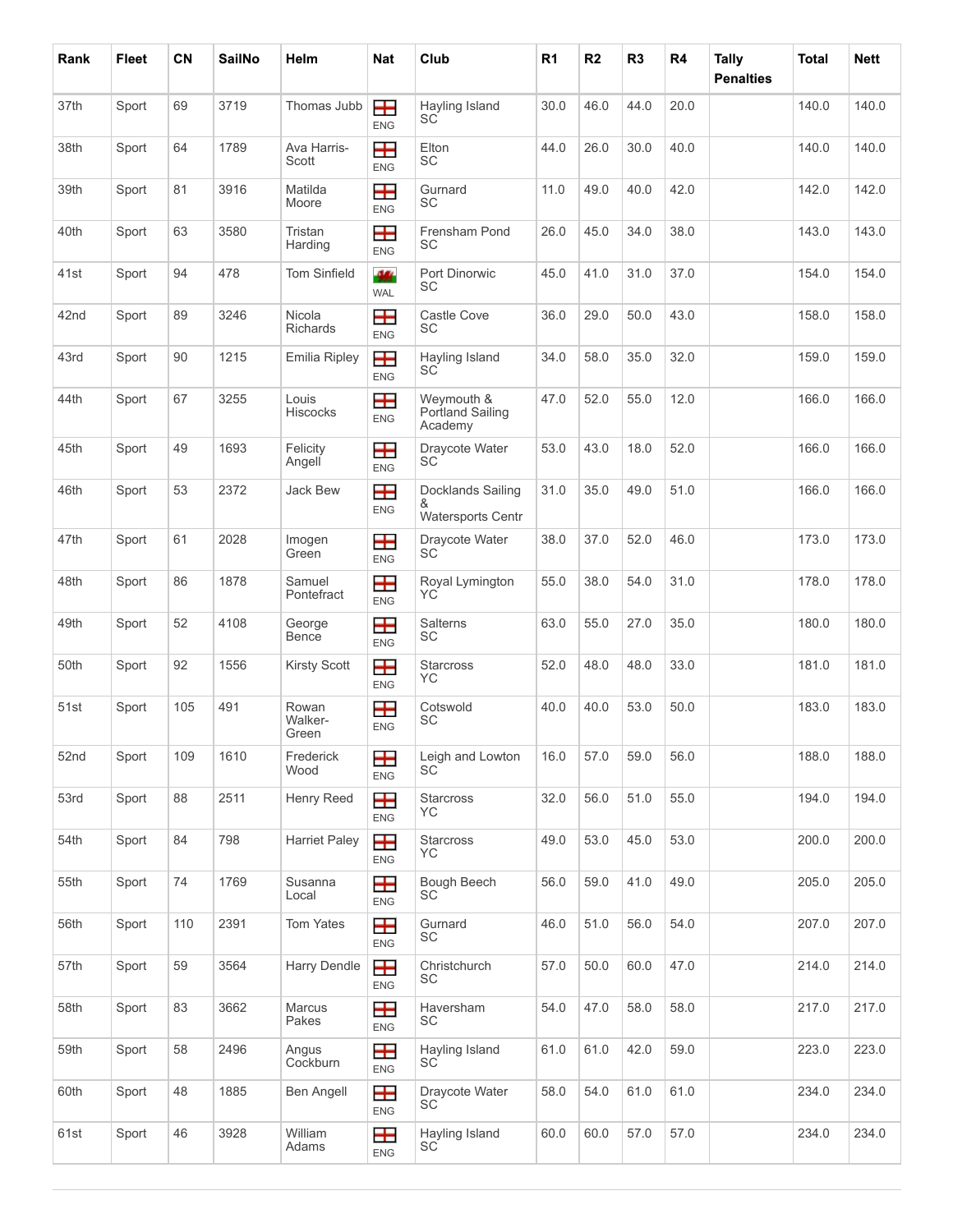| Rank | Fleet | CN | SailNo | Helm | Nat | Club | R1 | R2 | R3 | R4 | Tally Penalties | Total | Nett |
|---|---|---|---|---|---|---|---|---|---|---|---|---|---|
| 37th | Sport | 69 | 3719 | Thomas Jubb | ENG | Hayling Island SC | 30.0 | 46.0 | 44.0 | 20.0 | | 140.0 | 140.0 |
| 38th | Sport | 64 | 1789 | Ava Harris-Scott | ENG | Elton SC | 44.0 | 26.0 | 30.0 | 40.0 | | 140.0 | 140.0 |
| 39th | Sport | 81 | 3916 | Matilda Moore | ENG | Gurnard SC | 11.0 | 49.0 | 40.0 | 42.0 | | 142.0 | 142.0 |
| 40th | Sport | 63 | 3580 | Tristan Harding | ENG | Frensham Pond SC | 26.0 | 45.0 | 34.0 | 38.0 | | 143.0 | 143.0 |
| 41st | Sport | 94 | 478 | Tom Sinfield | WAL | Port Dinorwic SC | 45.0 | 41.0 | 31.0 | 37.0 | | 154.0 | 154.0 |
| 42nd | Sport | 89 | 3246 | Nicola Richards | ENG | Castle Cove SC | 36.0 | 29.0 | 50.0 | 43.0 | | 158.0 | 158.0 |
| 43rd | Sport | 90 | 1215 | Emilia Ripley | ENG | Hayling Island SC | 34.0 | 58.0 | 35.0 | 32.0 | | 159.0 | 159.0 |
| 44th | Sport | 67 | 3255 | Louis Hiscocks | ENG | Weymouth & Portland Sailing Academy | 47.0 | 52.0 | 55.0 | 12.0 | | 166.0 | 166.0 |
| 45th | Sport | 49 | 1693 | Felicity Angell | ENG | Draycote Water SC | 53.0 | 43.0 | 18.0 | 52.0 | | 166.0 | 166.0 |
| 46th | Sport | 53 | 2372 | Jack Bew | ENG | Docklands Sailing & Watersports Centr | 31.0 | 35.0 | 49.0 | 51.0 | | 166.0 | 166.0 |
| 47th | Sport | 61 | 2028 | Imogen Green | ENG | Draycote Water SC | 38.0 | 37.0 | 52.0 | 46.0 | | 173.0 | 173.0 |
| 48th | Sport | 86 | 1878 | Samuel Pontefract | ENG | Royal Lymington YC | 55.0 | 38.0 | 54.0 | 31.0 | | 178.0 | 178.0 |
| 49th | Sport | 52 | 4108 | George Bence | ENG | Salterns SC | 63.0 | 55.0 | 27.0 | 35.0 | | 180.0 | 180.0 |
| 50th | Sport | 92 | 1556 | Kirsty Scott | ENG | Starcross YC | 52.0 | 48.0 | 48.0 | 33.0 | | 181.0 | 181.0 |
| 51st | Sport | 105 | 491 | Rowan Walker-Green | ENG | Cotswold SC | 40.0 | 40.0 | 53.0 | 50.0 | | 183.0 | 183.0 |
| 52nd | Sport | 109 | 1610 | Frederick Wood | ENG | Leigh and Lowton SC | 16.0 | 57.0 | 59.0 | 56.0 | | 188.0 | 188.0 |
| 53rd | Sport | 88 | 2511 | Henry Reed | ENG | Starcross YC | 32.0 | 56.0 | 51.0 | 55.0 | | 194.0 | 194.0 |
| 54th | Sport | 84 | 798 | Harriet Paley | ENG | Starcross YC | 49.0 | 53.0 | 45.0 | 53.0 | | 200.0 | 200.0 |
| 55th | Sport | 74 | 1769 | Susanna Local | ENG | Bough Beech SC | 56.0 | 59.0 | 41.0 | 49.0 | | 205.0 | 205.0 |
| 56th | Sport | 110 | 2391 | Tom Yates | ENG | Gurnard SC | 46.0 | 51.0 | 56.0 | 54.0 | | 207.0 | 207.0 |
| 57th | Sport | 59 | 3564 | Harry Dendle | ENG | Christchurch SC | 57.0 | 50.0 | 60.0 | 47.0 | | 214.0 | 214.0 |
| 58th | Sport | 83 | 3662 | Marcus Pakes | ENG | Haversham SC | 54.0 | 47.0 | 58.0 | 58.0 | | 217.0 | 217.0 |
| 59th | Sport | 58 | 2496 | Angus Cockburn | ENG | Hayling Island SC | 61.0 | 61.0 | 42.0 | 59.0 | | 223.0 | 223.0 |
| 60th | Sport | 48 | 1885 | Ben Angell | ENG | Draycote Water SC | 58.0 | 54.0 | 61.0 | 61.0 | | 234.0 | 234.0 |
| 61st | Sport | 46 | 3928 | William Adams | ENG | Hayling Island SC | 60.0 | 60.0 | 57.0 | 57.0 | | 234.0 | 234.0 |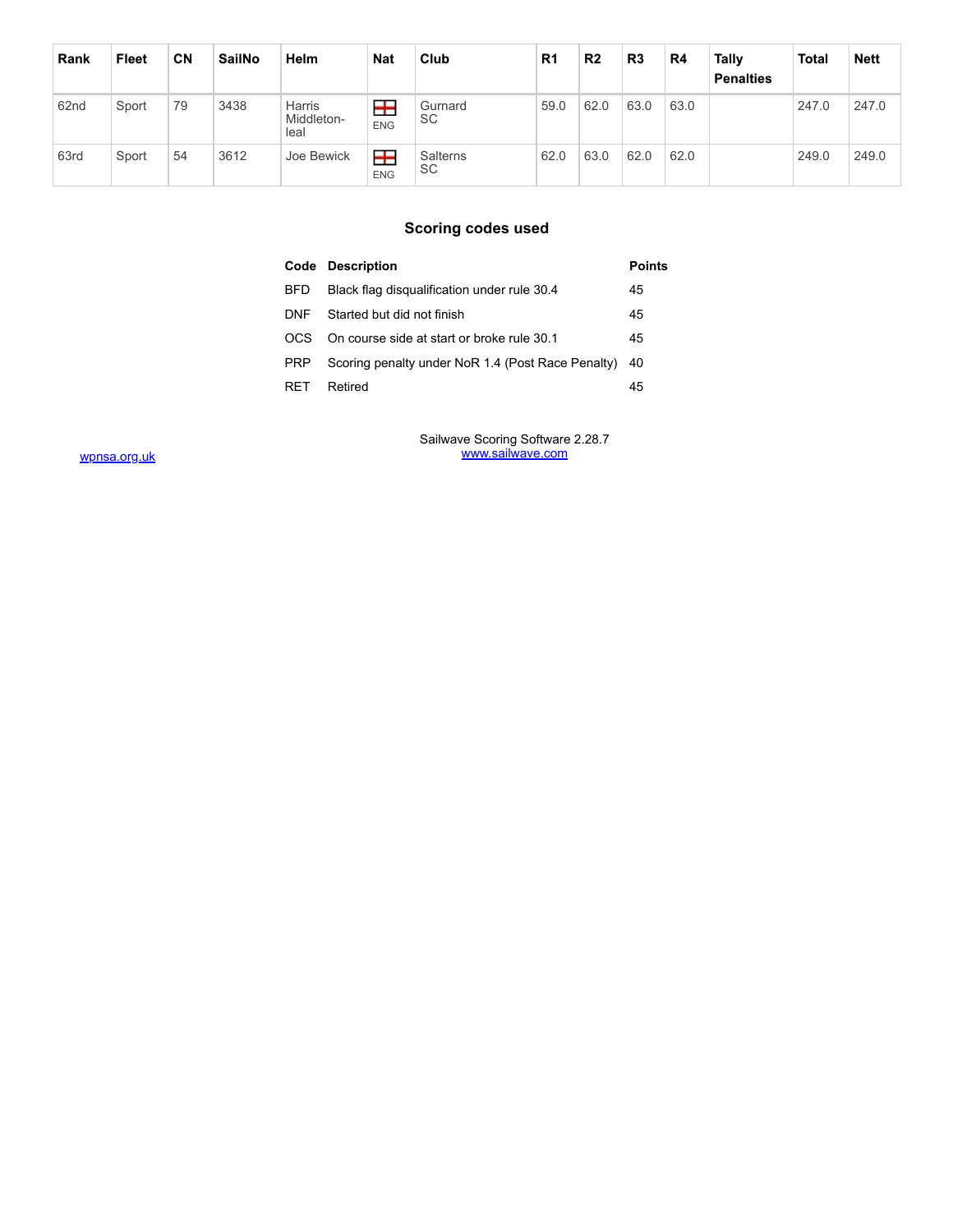| Rank | Fleet | CN | SailNo | Helm | Nat | Club | R1 | R2 | R3 | R4 | Tally Penalties | Total | Nett |
|---|---|---|---|---|---|---|---|---|---|---|---|---|---|
| 62nd | Sport | 79 | 3438 | Harris Middleton-leal | ENG | Gurnard SC | 59.0 | 62.0 | 63.0 | 63.0 | | 247.0 | 247.0 |
| 63rd | Sport | 54 | 3612 | Joe Bewick | ENG | Salterns SC | 62.0 | 63.0 | 62.0 | 62.0 | | 249.0 | 249.0 |

### Scoring codes used

| Code | Description | Points |
|---|---|---|
| BFD | Black flag disqualification under rule 30.4 | 45 |
| DNF | Started but did not finish | 45 |
| OCS | On course side at start or broke rule 30.1 | 45 |
| PRP | Scoring penalty under NoR 1.4 (Post Race Penalty) | 40 |
| RET | Retired | 45 |

Sailwave Scoring Software 2.28.7
www.sailwave.com

wpnsa.org.uk